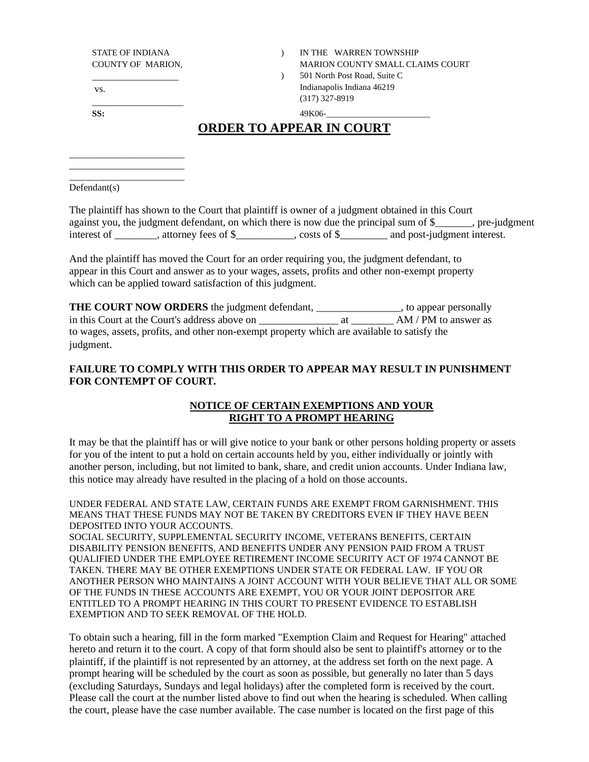STATE OF INDIANA ) IN THE WARREN TOWNSHIP
COUNTY OF MARION, MARION COUNTY SMALL CLAIMS COURT
___________________ ) 501 North Post Road, Suite C
vs. Indianapolis Indiana 46219
___________________ (317) 327-8919
**SS:** 49K06-______________________

# ORDER TO APPEAR IN COURT

_______________________
_______________________
_______________________
Defendant(s)

The plaintiff has shown to the Court that plaintiff is owner of a judgment obtained in this Court against you, the judgment defendant, on which there is now due the principal sum of $_______, pre-judgment interest of ________, attorney fees of $___________, costs of $_________ and post-judgment interest.

And the plaintiff has moved the Court for an order requiring you, the judgment defendant, to appear in this Court and answer as to your wages, assets, profits and other non-exempt property which can be applied toward satisfaction of this judgment.

**THE COURT NOW ORDERS** the judgment defendant, ________________, to appear personally in this Court at the Court's address above on _______________ at ________ AM / PM to answer as to wages, assets, profits, and other non-exempt property which are available to satisfy the judgment.

**FAILURE TO COMPLY WITH THIS ORDER TO APPEAR MAY RESULT IN PUNISHMENT FOR CONTEMPT OF COURT.**

## NOTICE OF CERTAIN EXEMPTIONS AND YOUR RIGHT TO A PROMPT HEARING

It may be that the plaintiff has or will give notice to your bank or other persons holding property or assets for you of the intent to put a hold on certain accounts held by you, either individually or jointly with another person, including, but not limited to bank, share, and credit union accounts. Under Indiana law, this notice may already have resulted in the placing of a hold on those accounts.

UNDER FEDERAL AND STATE LAW, CERTAIN FUNDS ARE EXEMPT FROM GARNISHMENT. THIS MEANS THAT THESE FUNDS MAY NOT BE TAKEN BY CREDITORS EVEN IF THEY HAVE BEEN DEPOSITED INTO YOUR ACCOUNTS.
SOCIAL SECURITY, SUPPLEMENTAL SECURITY INCOME, VETERANS BENEFITS, CERTAIN DISABILITY PENSION BENEFITS, AND BENEFITS UNDER ANY PENSION PAID FROM A TRUST QUALIFIED UNDER THE EMPLOYEE RETIREMENT INCOME SECURITY ACT OF 1974 CANNOT BE TAKEN. THERE MAY BE OTHER EXEMPTIONS UNDER STATE OR FEDERAL LAW. IF YOU OR ANOTHER PERSON WHO MAINTAINS A JOINT ACCOUNT WITH YOUR BELIEVE THAT ALL OR SOME OF THE FUNDS IN THESE ACCOUNTS ARE EXEMPT, YOU OR YOUR JOINT DEPOSITOR ARE ENTITLED TO A PROMPT HEARING IN THIS COURT TO PRESENT EVIDENCE TO ESTABLISH EXEMPTION AND TO SEEK REMOVAL OF THE HOLD.

To obtain such a hearing, fill in the form marked "Exemption Claim and Request for Hearing" attached hereto and return it to the court. A copy of that form should also be sent to plaintiff's attorney or to the plaintiff, if the plaintiff is not represented by an attorney, at the address set forth on the next page. A prompt hearing will be scheduled by the court as soon as possible, but generally no later than 5 days (excluding Saturdays, Sundays and legal holidays) after the completed form is received by the court. Please call the court at the number listed above to find out when the hearing is scheduled. When calling the court, please have the case number available. The case number is located on the first page of this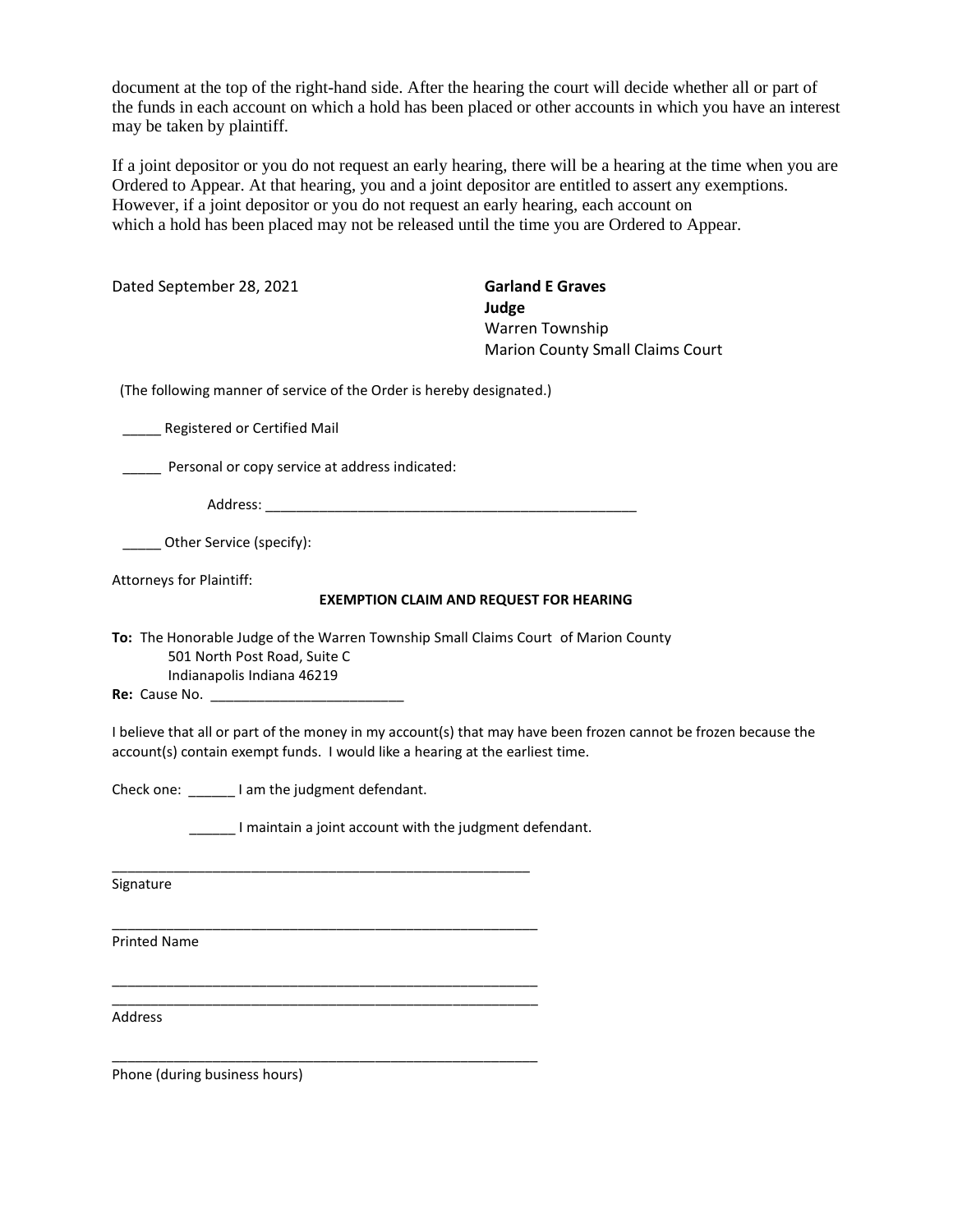document at the top of the right-hand side. After the hearing the court will decide whether all or part of the funds in each account on which a hold has been placed or other accounts in which you have an interest may be taken by plaintiff.

If a joint depositor or you do not request an early hearing, there will be a hearing at the time when you are Ordered to Appear. At that hearing, you and a joint depositor are entitled to assert any exemptions. However, if a joint depositor or you do not request an early hearing, each account on which a hold has been placed may not be released until the time you are Ordered to Appear.

Dated September 28, 2021

**Garland E Graves**
**Judge**
Warren Township
Marion County Small Claims Court

(The following manner of service of the Order is hereby designated.)

_____ Registered or Certified Mail

_____ Personal or copy service at address indicated:

Address: ______________________________________________

_____ Other Service (specify):

Attorneys for Plaintiff:

**EXEMPTION CLAIM AND REQUEST FOR HEARING**

**To:** The Honorable Judge of the Warren Township Small Claims Court of Marion County
501 North Post Road, Suite C
Indianapolis Indiana 46219

**Re:** Cause No. _________________________

I believe that all or part of the money in my account(s) that may have been frozen cannot be frozen because the account(s) contain exempt funds. I would like a hearing at the earliest time.

Check one: ______ I am the judgment defendant.

______ I maintain a joint account with the judgment defendant.

_______________________________________________________
Signature

_______________________________________________________
Printed Name

_______________________________________________________
_______________________________________________________
Address

_______________________________________________________
Phone (during business hours)